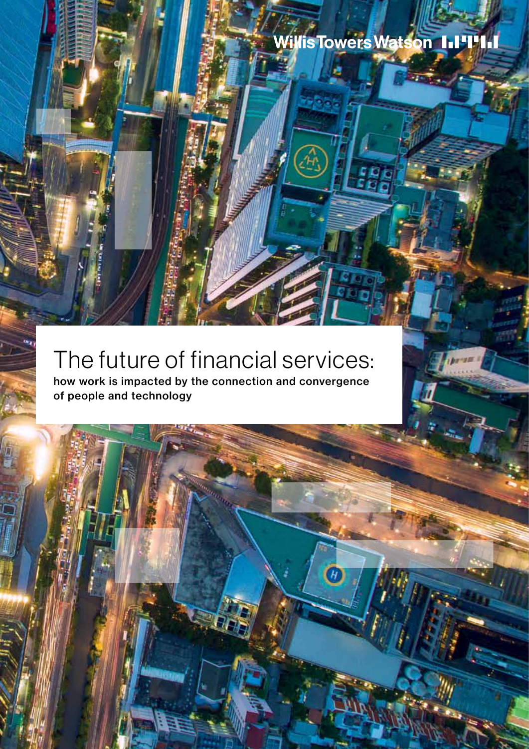Willis Towers Watson

# The future of financial services:

**how work is impacted by the connection and convergence of people and technology**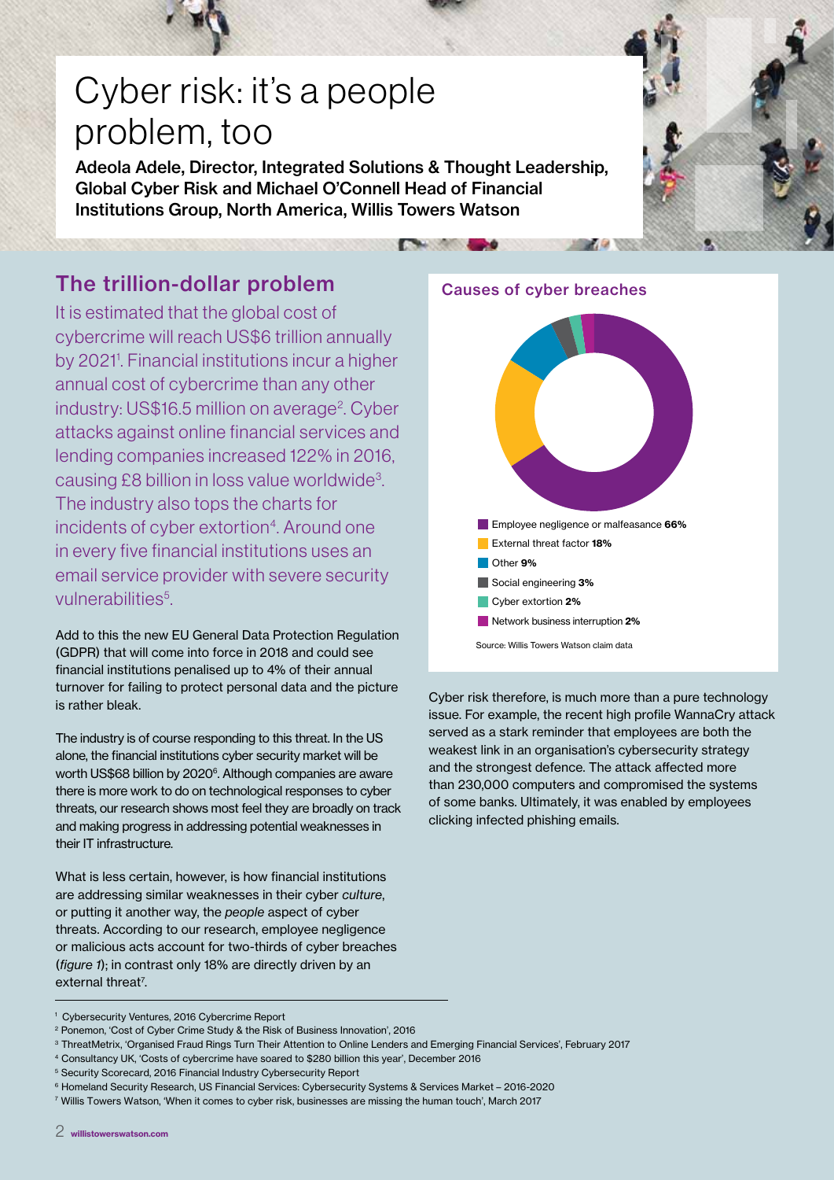# Cyber risk: it's a people problem, too

**Adeola Adele, Director, Integrated Solutions & Thought Leadership, Global Cyber Risk and Michael O'Connell Head of Financial Institutions Group, North America, Willis Towers Watson**

## The trillion-dollar problem

It is estimated that the global cost of cybercrime will reach US$6 trillion annually by 2021[1]. Financial institutions incur a higher annual cost of cybercrime than any other industry: US$16.5 million on average[2]. Cyber attacks against online financial services and lending companies increased 122% in 2016, causing £8 billion in loss value worldwide[3]. The industry also tops the charts for incidents of cyber extortion[4]. Around one in every five financial institutions uses an email service provider with severe security vulnerabilities[5].

Add to this the new EU General Data Protection Regulation (GDPR) that will come into force in 2018 and could see financial institutions penalised up to 4% of their annual turnover for failing to protect personal data and the picture is rather bleak.

The industry is of course responding to this threat. In the US alone, the financial institutions cyber security market will be worth US$68 billion by 2020[6]. Although companies are aware there is more work to do on technological responses to cyber threats, our research shows most feel they are broadly on track and making progress in addressing potential weaknesses in their IT infrastructure.

What is less certain, however, is how financial institutions are addressing similar weaknesses in their cyber *culture*, or putting it another way, the *people* aspect of cyber threats. According to our research, employee negligence or malicious acts account for two-thirds of cyber breaches (*figure 1*); in contrast only 18% are directly driven by an external threat[7].

### Causes of cyber breaches

- Employee negligence or malfeasance **66%**
- External threat factor **18%**
- Other **9%**
- Social engineering **3%**
- Cyber extortion **2%**
- Network business interruption **2%**

Source: Willis Towers Watson claim data

Cyber risk therefore, is much more than a pure technology issue. For example, the recent high profile WannaCry attack served as a stark reminder that employees are both the weakest link in an organisation's cybersecurity strategy and the strongest defence. The attack affected more than 230,000 computers and compromised the systems of some banks. Ultimately, it was enabled by employees clicking infected phishing emails.

---

[1] Cybersecurity Ventures, 2016 Cybercrime Report

[2] Ponemon, 'Cost of Cyber Crime Study & the Risk of Business Innovation', 2016

[3] ThreatMetrix, 'Organised Fraud Rings Turn Their Attention to Online Lenders and Emerging Financial Services', February 2017

[4] Consultancy UK, 'Costs of cybercrime have soared to $280 billion this year', December 2016

[5] Security Scorecard, 2016 Financial Industry Cybersecurity Report

[6] Homeland Security Research, US Financial Services: Cybersecurity Systems & Services Market – 2016-2020

[7] Willis Towers Watson, 'When it comes to cyber risk, businesses are missing the human touch', March 2017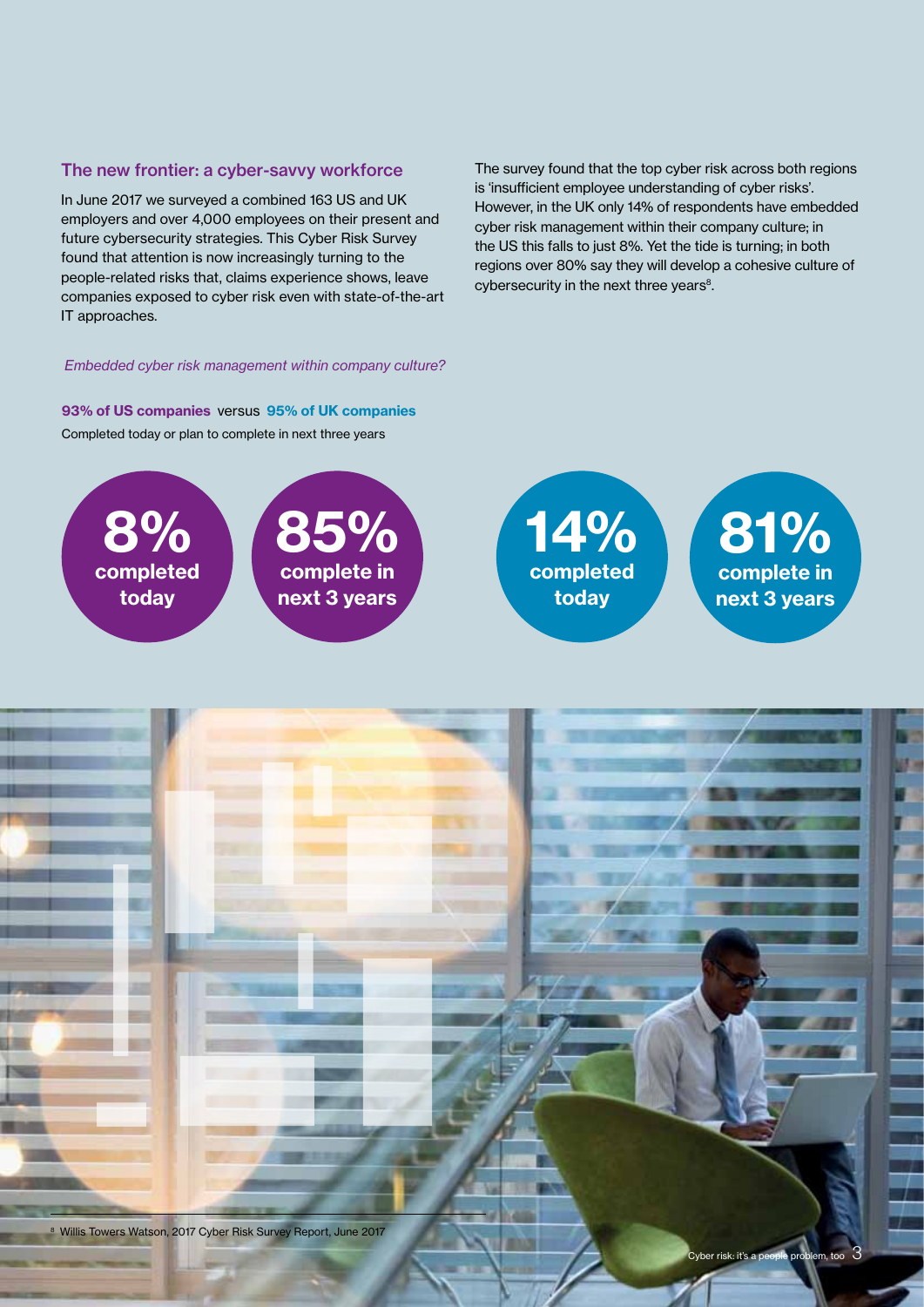## The new frontier: a cyber-savvy workforce

In June 2017 we surveyed a combined 163 US and UK employers and over 4,000 employees on their present and future cybersecurity strategies. This Cyber Risk Survey found that attention is now increasingly turning to the people-related risks that, claims experience shows, leave companies exposed to cyber risk even with state-of-the-art IT approaches.

The survey found that the top cyber risk across both regions is 'insufficient employee understanding of cyber risks'. However, in the UK only 14% of respondents have embedded cyber risk management within their company culture; in the US this falls to just 8%. Yet the tide is turning; in both regions over 80% say they will develop a cohesive culture of cybersecurity in the next three years[8].

*Embedded cyber risk management within company culture?*

**93% of US companies** versus **95% of UK companies**

Completed today or plan to complete in next three years

**8%** completed today

**85%** complete in next 3 years

**14%** completed today

**81%** complete in next 3 years

[8] Willis Towers Watson, 2017 Cyber Risk Survey Report, June 2017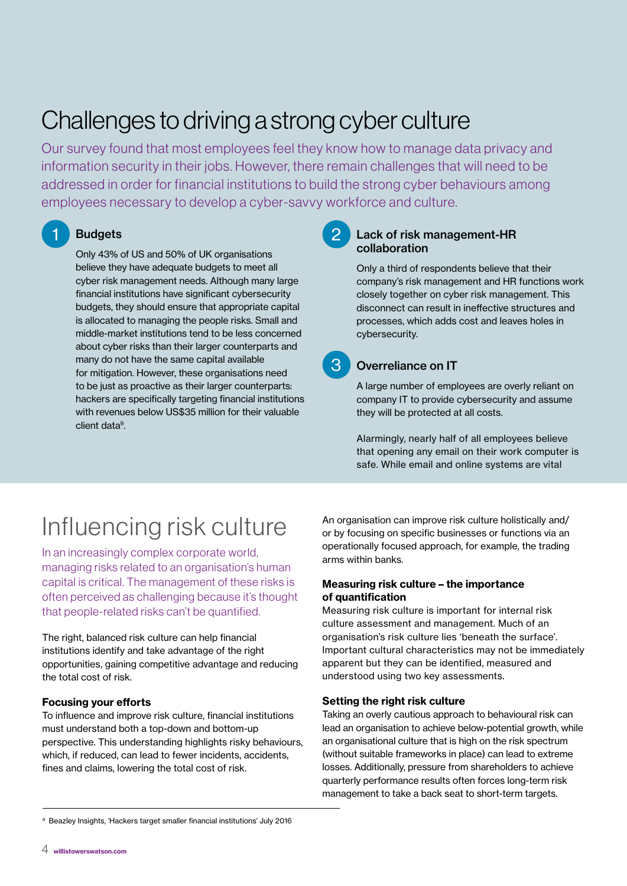# Challenges to driving a strong cyber culture

Our survey found that most employees feel they know how to manage data privacy and information security in their jobs. However, there remain challenges that will need to be addressed in order for financial institutions to build the strong cyber behaviours among employees necessary to develop a cyber-savvy workforce and culture.

## 1 Budgets

Only 43% of US and 50% of UK organisations believe they have adequate budgets to meet all cyber risk management needs. Although many large financial institutions have significant cybersecurity budgets, they should ensure that appropriate capital is allocated to managing the people risks. Small and middle-market institutions tend to be less concerned about cyber risks than their larger counterparts and many do not have the same capital available for mitigation. However, these organisations need to be just as proactive as their larger counterparts: hackers are specifically targeting financial institutions with revenues below US$35 million for their valuable client data[9].

## 2 Lack of risk management-HR collaboration

Only a third of respondents believe that their company's risk management and HR functions work closely together on cyber risk management. This disconnect can result in ineffective structures and processes, which adds cost and leaves holes in cybersecurity.

## 3 Overreliance on IT

A large number of employees are overly reliant on company IT to provide cybersecurity and assume they will be protected at all costs.

Alarmingly, nearly half of all employees believe that opening any email on their work computer is safe. While email and online systems are vital

# Influencing risk culture

In an increasingly complex corporate world, managing risks related to an organisation's human capital is critical. The management of these risks is often perceived as challenging because it's thought that people-related risks can't be quantified.

The right, balanced risk culture can help financial institutions identify and take advantage of the right opportunities, gaining competitive advantage and reducing the total cost of risk.

### Focusing your efforts

To influence and improve risk culture, financial institutions must understand both a top-down and bottom-up perspective. This understanding highlights risky behaviours, which, if reduced, can lead to fewer incidents, accidents, fines and claims, lowering the total cost of risk.

An organisation can improve risk culture holistically and/or by focusing on specific businesses or functions via an operationally focused approach, for example, the trading arms within banks.

### Measuring risk culture – the importance of quantification

Measuring risk culture is important for internal risk culture assessment and management. Much of an organisation's risk culture lies 'beneath the surface'. Important cultural characteristics may not be immediately apparent but they can be identified, measured and understood using two key assessments.

### Setting the right risk culture

Taking an overly cautious approach to behavioural risk can lead an organisation to achieve below-potential growth, while an organisational culture that is high on the risk spectrum (without suitable frameworks in place) can lead to extreme losses. Additionally, pressure from shareholders to achieve quarterly performance results often forces long-term risk management to take a back seat to short-term targets.

[9] Beazley Insights, 'Hackers target smaller financial institutions' July 2016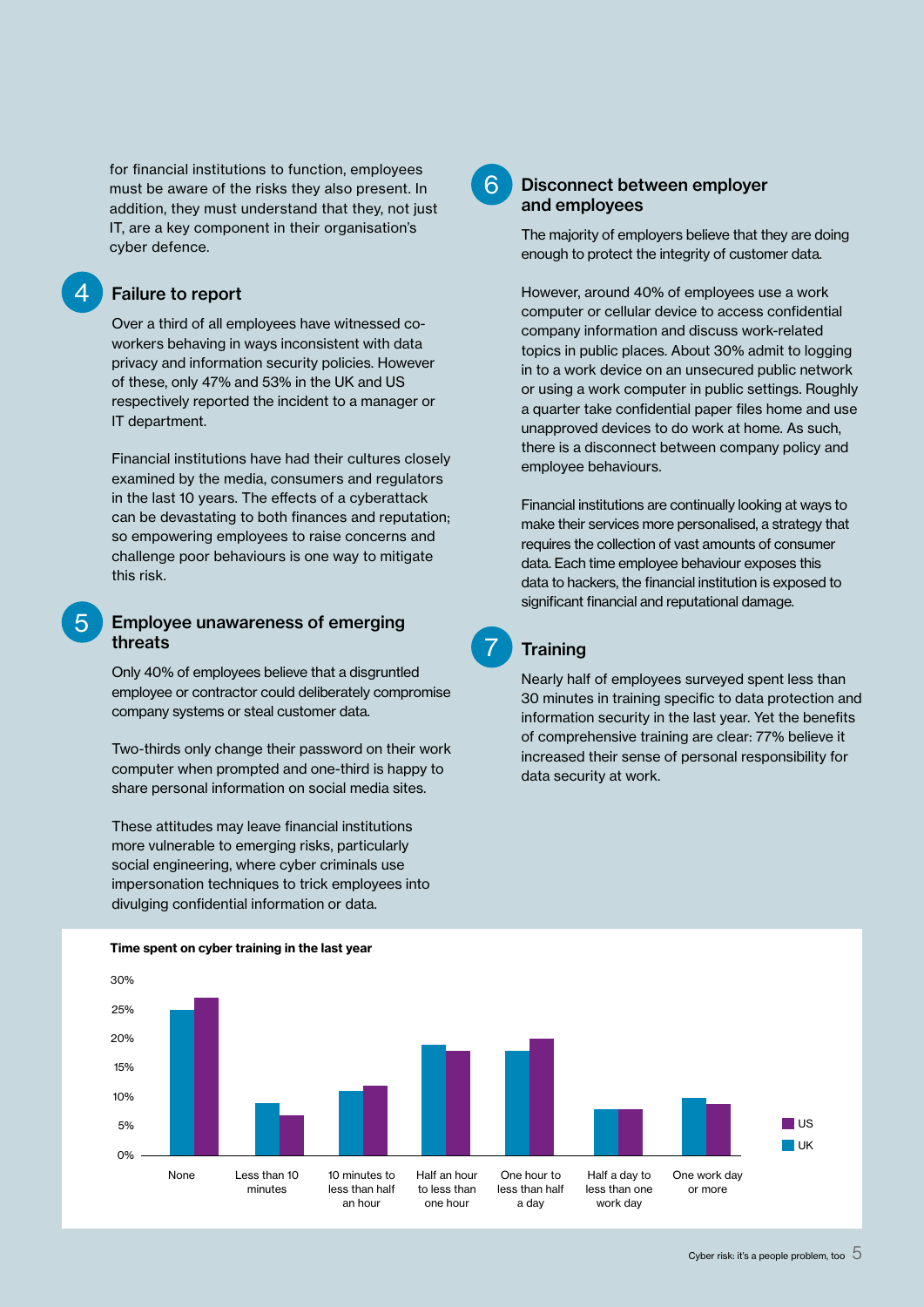for financial institutions to function, employees must be aware of the risks they also present. In addition, they must understand that they, not just IT, are a key component in their organisation's cyber defence.

## 4 Failure to report

Over a third of all employees have witnessed co-workers behaving in ways inconsistent with data privacy and information security policies. However of these, only 47% and 53% in the UK and US respectively reported the incident to a manager or IT department.

Financial institutions have had their cultures closely examined by the media, consumers and regulators in the last 10 years. The effects of a cyberattack can be devastating to both finances and reputation; so empowering employees to raise concerns and challenge poor behaviours is one way to mitigate this risk.

## 5 Employee unawareness of emerging threats

Only 40% of employees believe that a disgruntled employee or contractor could deliberately compromise company systems or steal customer data.

Two-thirds only change their password on their work computer when prompted and one-third is happy to share personal information on social media sites.

These attitudes may leave financial institutions more vulnerable to emerging risks, particularly social engineering, where cyber criminals use impersonation techniques to trick employees into divulging confidential information or data.

## 6 Disconnect between employer and employees

The majority of employers believe that they are doing enough to protect the integrity of customer data.

However, around 40% of employees use a work computer or cellular device to access confidential company information and discuss work-related topics in public places. About 30% admit to logging in to a work device on an unsecured public network or using a work computer in public settings. Roughly a quarter take confidential paper files home and use unapproved devices to do work at home. As such, there is a disconnect between company policy and employee behaviours.

Financial institutions are continually looking at ways to make their services more personalised, a strategy that requires the collection of vast amounts of consumer data. Each time employee behaviour exposes this data to hackers, the financial institution is exposed to significant financial and reputational damage.

## 7 Training

Nearly half of employees surveyed spent less than 30 minutes in training specific to data protection and information security in the last year. Yet the benefits of comprehensive training are clear: 77% believe it increased their sense of personal responsibility for data security at work.

**Time spent on cyber training in the last year**

| | UK | US |
|---|---|---|
| None | 25% | 27% |
| Less than 10 minutes | 9% | 7% |
| 10 minutes to less than half an hour | 11% | 12% |
| Half an hour to less than one hour | 19% | 18% |
| One hour to less than half a day | 18% | 20% |
| Half a day to less than one work day | 8% | 8% |
| One work day or more | 10% | 9% |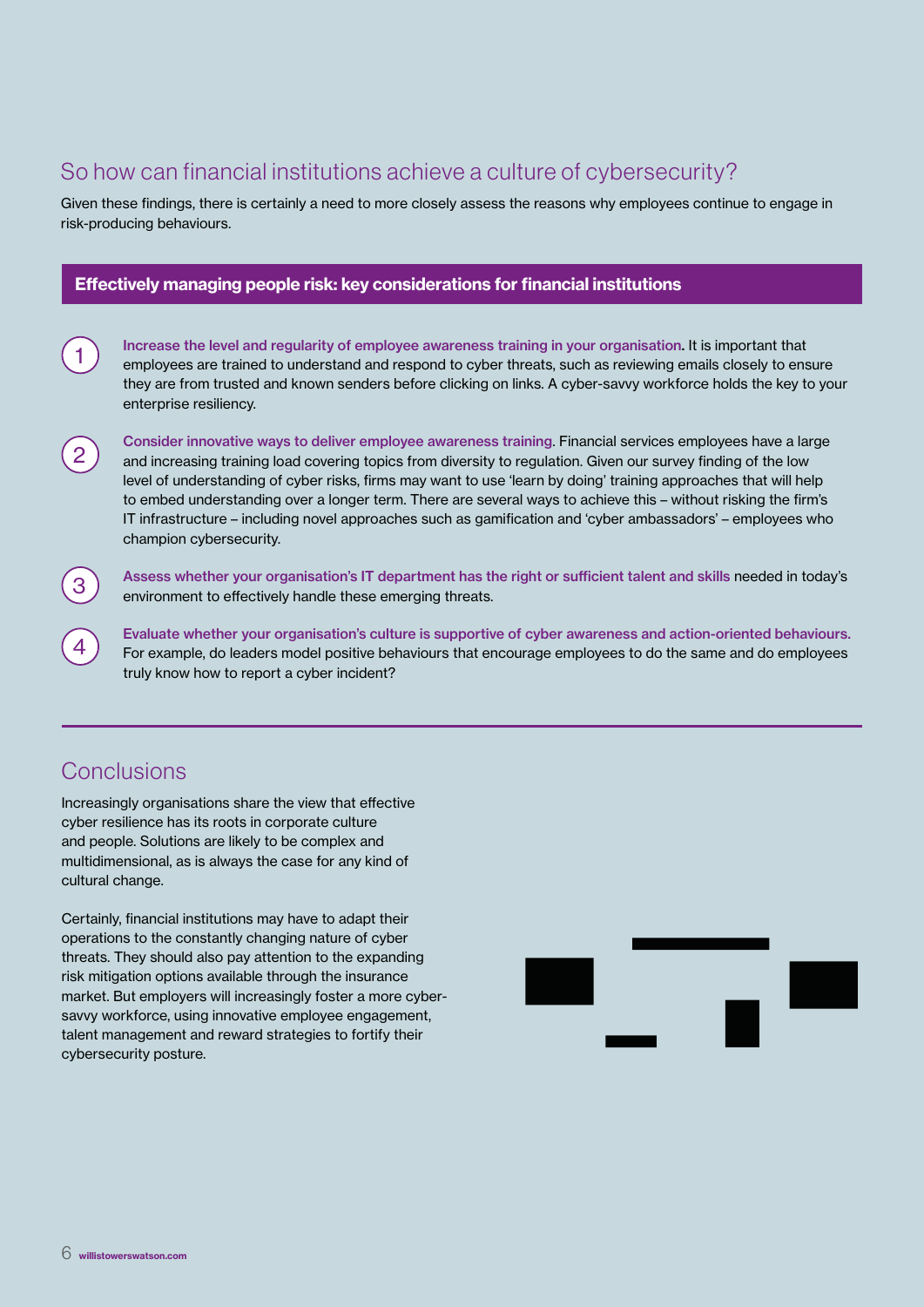## So how can financial institutions achieve a culture of cybersecurity?

Given these findings, there is certainly a need to more closely assess the reasons why employees continue to engage in risk-producing behaviours.

### Effectively managing people risk: key considerations for financial institutions

1. **Increase the level and regularity of employee awareness training in your organisation.** It is important that employees are trained to understand and respond to cyber threats, such as reviewing emails closely to ensure they are from trusted and known senders before clicking on links. A cyber-savvy workforce holds the key to your enterprise resiliency.

2. **Consider innovative ways to deliver employee awareness training.** Financial services employees have a large and increasing training load covering topics from diversity to regulation. Given our survey finding of the low level of understanding of cyber risks, firms may want to use 'learn by doing' training approaches that will help to embed understanding over a longer term. There are several ways to achieve this – without risking the firm's IT infrastructure – including novel approaches such as gamification and 'cyber ambassadors' – employees who champion cybersecurity.

3. **Assess whether your organisation's IT department has the right or sufficient talent and skills** needed in today's environment to effectively handle these emerging threats.

4. **Evaluate whether your organisation's culture is supportive of cyber awareness and action-oriented behaviours.** For example, do leaders model positive behaviours that encourage employees to do the same and do employees truly know how to report a cyber incident?

## Conclusions

Increasingly organisations share the view that effective cyber resilience has its roots in corporate culture and people. Solutions are likely to be complex and multidimensional, as is always the case for any kind of cultural change.

Certainly, financial institutions may have to adapt their operations to the constantly changing nature of cyber threats. They should also pay attention to the expanding risk mitigation options available through the insurance market. But employers will increasingly foster a more cyber-savvy workforce, using innovative employee engagement, talent management and reward strategies to fortify their cybersecurity posture.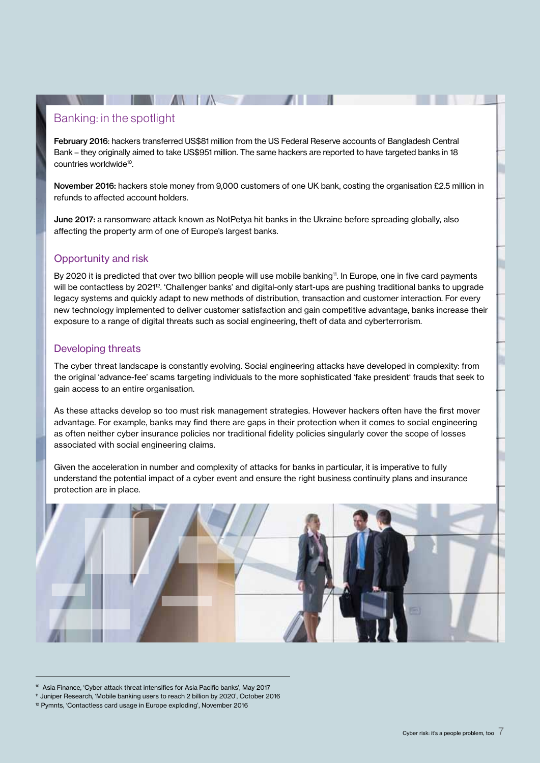## Banking: in the spotlight

**February 2016**: hackers transferred US$81 million from the US Federal Reserve accounts of Bangladesh Central Bank – they originally aimed to take US$951 million. The same hackers are reported to have targeted banks in 18 countries worldwide[10].

**November 2016:** hackers stole money from 9,000 customers of one UK bank, costing the organisation £2.5 million in refunds to affected account holders.

**June 2017:** a ransomware attack known as NotPetya hit banks in the Ukraine before spreading globally, also affecting the property arm of one of Europe's largest banks.

## Opportunity and risk

By 2020 it is predicted that over two billion people will use mobile banking[11]. In Europe, one in five card payments will be contactless by 2021[12]. 'Challenger banks' and digital-only start-ups are pushing traditional banks to upgrade legacy systems and quickly adapt to new methods of distribution, transaction and customer interaction. For every new technology implemented to deliver customer satisfaction and gain competitive advantage, banks increase their exposure to a range of digital threats such as social engineering, theft of data and cyberterrorism.

## Developing threats

The cyber threat landscape is constantly evolving. Social engineering attacks have developed in complexity: from the original 'advance-fee' scams targeting individuals to the more sophisticated 'fake president' frauds that seek to gain access to an entire organisation.

As these attacks develop so too must risk management strategies. However hackers often have the first mover advantage. For example, banks may find there are gaps in their protection when it comes to social engineering as often neither cyber insurance policies nor traditional fidelity policies singularly cover the scope of losses associated with social engineering claims.

Given the acceleration in number and complexity of attacks for banks in particular, it is imperative to fully understand the potential impact of a cyber event and ensure the right business continuity plans and insurance protection are in place.

---

[10] Asia Finance, 'Cyber attack threat intensifies for Asia Pacific banks', May 2017

[11] Juniper Research, 'Mobile banking users to reach 2 billion by 2020', October 2016

[12] Pymnts, 'Contactless card usage in Europe exploding', November 2016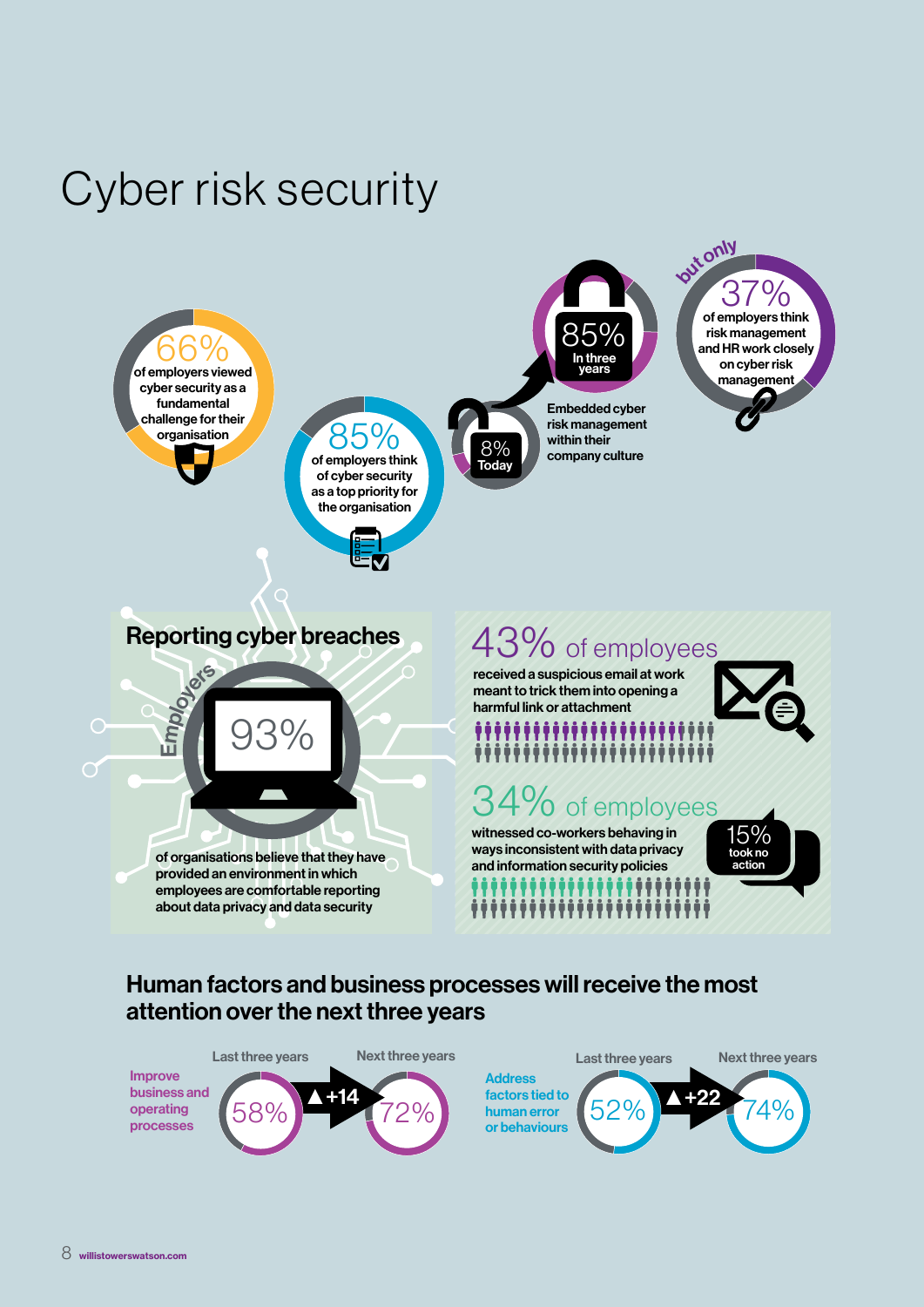# Cyber risk security

**66%** of employers viewed cyber security as a fundamental challenge for their organisation

**85%** of employers think of cyber security as a top priority for the organisation

Embedded cyber risk management within their company culture

- **8%** Today
- **85%** In three years

but only **37%** of employers think risk management and HR work closely on cyber risk management

## Reporting cyber breaches

Employers

**93%** of organisations believe that they have provided an environment in which employees are comfortable reporting about data privacy and data security

**43%** of employees received a suspicious email at work meant to trick them into opening a harmful link or attachment

**34%** of employees witnessed co-workers behaving in ways inconsistent with data privacy and information security policies

**15%** took no action

## Human factors and business processes will receive the most attention over the next three years

| | Last three years | Change | Next three years |
|---|---|---|---|
| Improve business and operating processes | 58% | ▲+14 | 72% |
| Address factors tied to human error or behaviours | 52% | ▲+22 | 74% |

willistowerswatson.com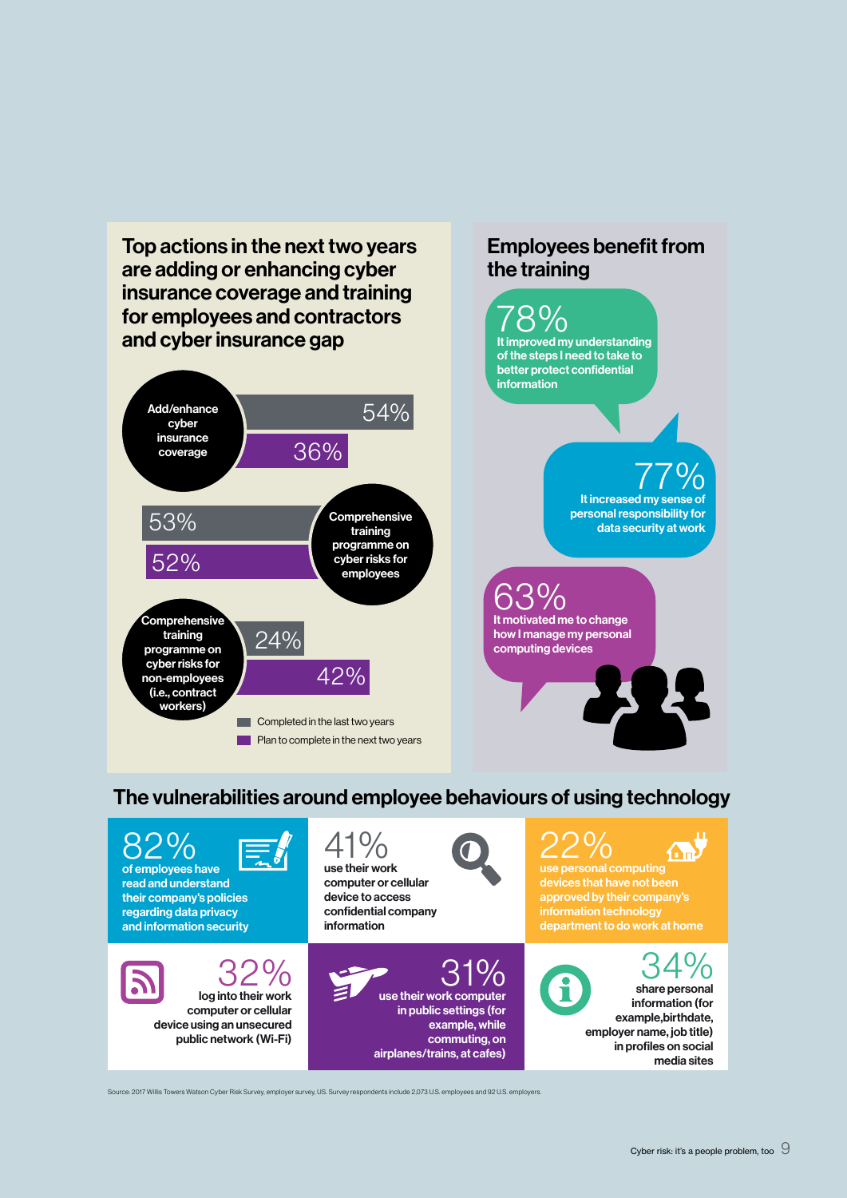## Top actions in the next two years are adding or enhancing cyber insurance coverage and training for employees and contractors and cyber insurance gap

| Action | Completed in the last two years | Plan to complete in the next two years |
|---|---|---|
| Add/enhance cyber insurance coverage | 54% | 36% |
| Comprehensive training programme on cyber risks for employees | 53% | 52% |
| Comprehensive training programme on cyber risks for non-employees (i.e., contract workers) | 24% | 42% |

## Employees benefit from the training

**78%** It improved my understanding of the steps I need to take to better protect confidential information

**77%** It increased my sense of personal responsibility for data security at work

**63%** It motivated me to change how I manage my personal computing devices

## The vulnerabilities around employee behaviours of using technology

**82%** of employees have read and understand their company's policies regarding data privacy and information security

**41%** use their work computer or cellular device to access confidential company information

**22%** use personal computing devices that have not been approved by their company's information technology department to do work at home

**32%** log into their work computer or cellular device using an unsecured public network (Wi-Fi)

**31%** use their work computer in public settings (for example, while commuting, on airplanes/trains, at cafes)

**34%** share personal information (for example, birthdate, employer name, job title) in profiles on social media sites

Source: 2017 Willis Towers Watson Cyber Risk Survey, employer survey, US. Survey respondents include 2,073 U.S. employees and 92 U.S. employers.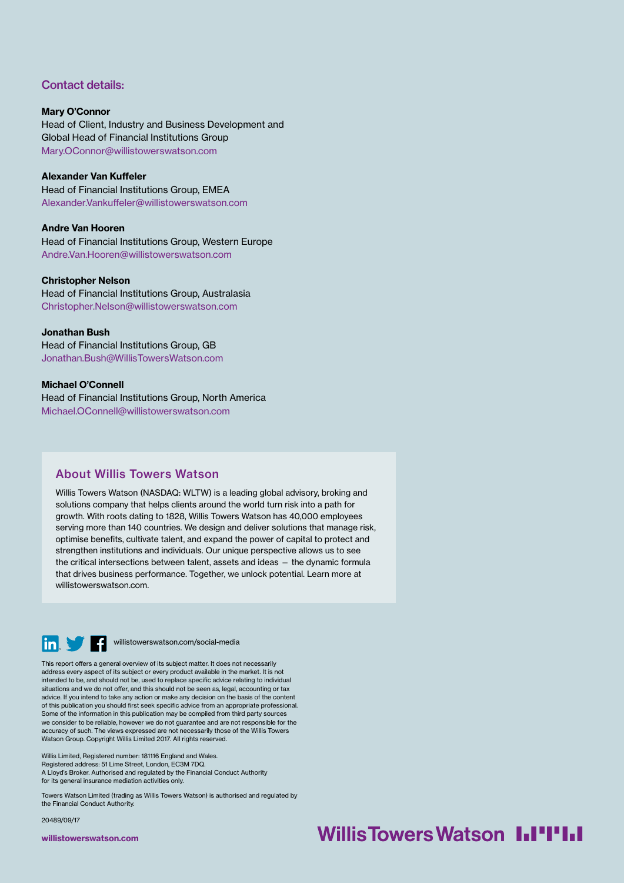## Contact details:

**Mary O'Connor**
Head of Client, Industry and Business Development and Global Head of Financial Institutions Group
Mary.OConnor@willistowerswatson.com

**Alexander Van Kuffeler**
Head of Financial Institutions Group, EMEA
Alexander.Vankuffeler@willistowerswatson.com

**Andre Van Hooren**
Head of Financial Institutions Group, Western Europe
Andre.Van.Hooren@willistowerswatson.com

**Christopher Nelson**
Head of Financial Institutions Group, Australasia
Christopher.Nelson@willistowerswatson.com

**Jonathan Bush**
Head of Financial Institutions Group, GB
Jonathan.Bush@WillisTowersWatson.com

**Michael O'Connell**
Head of Financial Institutions Group, North America
Michael.OConnell@willistowerswatson.com

## About Willis Towers Watson

Willis Towers Watson (NASDAQ: WLTW) is a leading global advisory, broking and solutions company that helps clients around the world turn risk into a path for growth. With roots dating to 1828, Willis Towers Watson has 40,000 employees serving more than 140 countries. We design and deliver solutions that manage risk, optimise benefits, cultivate talent, and expand the power of capital to protect and strengthen institutions and individuals. Our unique perspective allows us to see the critical intersections between talent, assets and ideas — the dynamic formula that drives business performance. Together, we unlock potential. Learn more at willistowerswatson.com.

willistowerswatson.com/social-media

This report offers a general overview of its subject matter. It does not necessarily address every aspect of its subject or every product available in the market. It is not intended to be, and should not be, used to replace specific advice relating to individual situations and we do not offer, and this should not be seen as, legal, accounting or tax advice. If you intend to take any action or make any decision on the basis of the content of this publication you should first seek specific advice from an appropriate professional. Some of the information in this publication may be compiled from third party sources we consider to be reliable, however we do not guarantee and are not responsible for the accuracy of such. The views expressed are not necessarily those of the Willis Towers Watson Group. Copyright Willis Limited 2017. All rights reserved.

Willis Limited, Registered number: 181116 England and Wales.
Registered address: 51 Lime Street, London, EC3M 7DQ.
A Lloyd's Broker. Authorised and regulated by the Financial Conduct Authority for its general insurance mediation activities only.

Towers Watson Limited (trading as Willis Towers Watson) is authorised and regulated by the Financial Conduct Authority.

20489/09/17

**willistowerswatson.com**

Willis Towers Watson